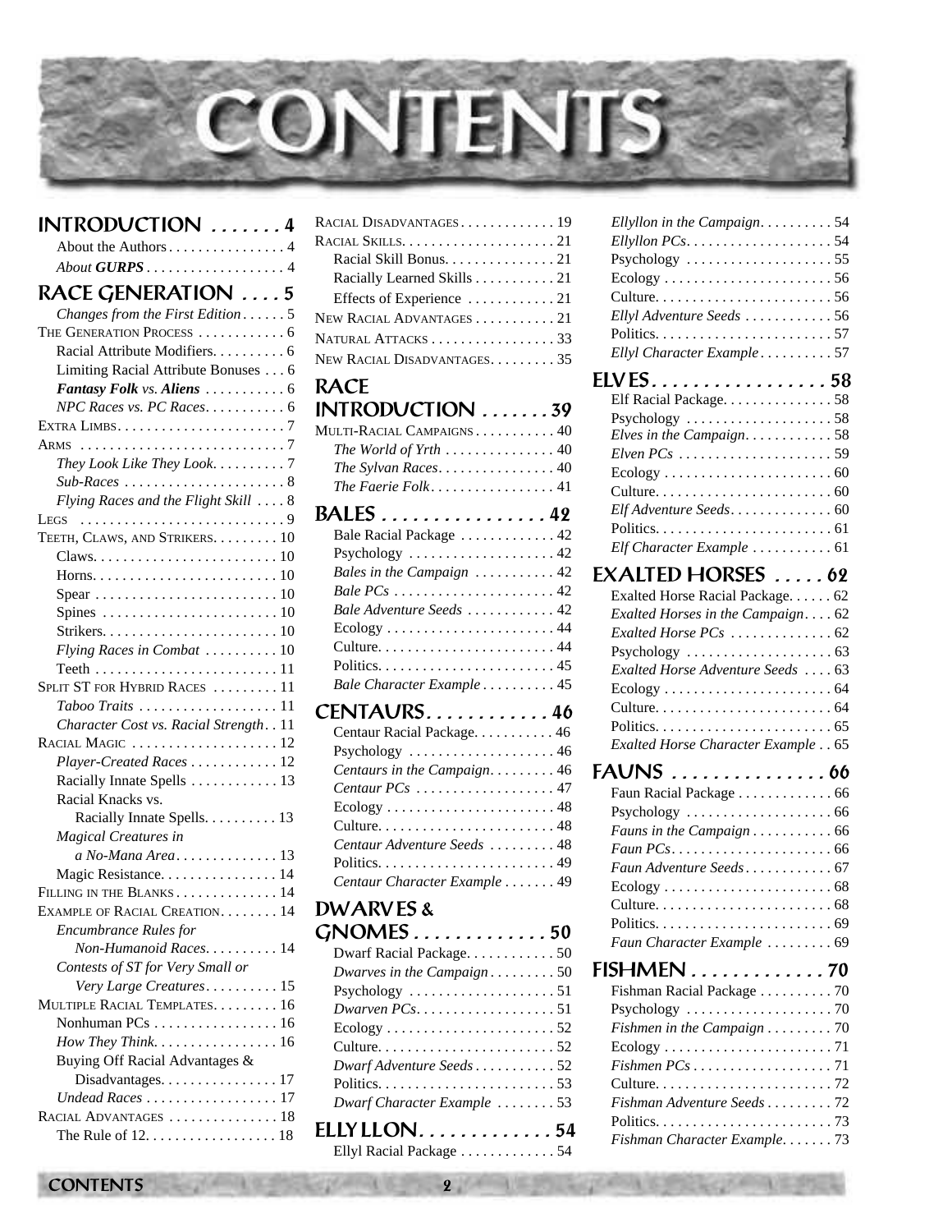# CONTENTS

## INTRODUCTION . . . . . . . 4

About the Authors . . . . . . . . . . . . . . . . 4
*About **GURPS*** . . . . . . . . . . . . . . . . . . 4

## RACE GENERATION . . . . 5

*Changes from the First Edition* . . . . . . 5
THE GENERATION PROCESS . . . . . . . . . . . . 6
Racial Attribute Modifiers. . . . . . . . . . 6
Limiting Racial Attribute Bonuses . . . 6
***Fantasy Folk** vs. **Aliens*** . . . . . . . . . . . 6
*NPC Races vs. PC Races*. . . . . . . . . . . 6
EXTRA LIMBS. . . . . . . . . . . . . . . . . . . . . . . 7
ARMS . . . . . . . . . . . . . . . . . . . . . . . . . . . . 7
*They Look Like They Look*. . . . . . . . . . 7
*Sub-Races* . . . . . . . . . . . . . . . . . . . . . . 8
*Flying Races and the Flight Skill* . . . . 8
LEGS . . . . . . . . . . . . . . . . . . . . . . . . . . . . 9
TEETH, CLAWS, AND STRIKERS. . . . . . . . . 10
Claws. . . . . . . . . . . . . . . . . . . . . . . . . 10
Horns. . . . . . . . . . . . . . . . . . . . . . . . . 10
Spear . . . . . . . . . . . . . . . . . . . . . . . . . 10
Spines . . . . . . . . . . . . . . . . . . . . . . . . 10
Strikers. . . . . . . . . . . . . . . . . . . . . . . . 10
*Flying Races in Combat* . . . . . . . . . . 10
Teeth . . . . . . . . . . . . . . . . . . . . . . . . . 11
SPLIT ST FOR HYBRID RACES . . . . . . . . . 11
*Taboo Traits* . . . . . . . . . . . . . . . . . . . 11
*Character Cost vs. Racial Strength* . . 11
RACIAL MAGIC . . . . . . . . . . . . . . . . . . . . 12
*Player-Created Races* . . . . . . . . . . . . 12
Racially Innate Spells . . . . . . . . . . . . 13
Racial Knacks vs. Racially Innate Spells. . . . . . . . . . 13
*Magical Creatures in a No-Mana Area*. . . . . . . . . . . . . 13
Magic Resistance. . . . . . . . . . . . . . . . 14
FILLING IN THE BLANKS . . . . . . . . . . . . . . 14
EXAMPLE OF RACIAL CREATION. . . . . . . . 14
*Encumbrance Rules for Non-Humanoid Races*. . . . . . . . . . 14
*Contests of ST for Very Small or Very Large Creatures*. . . . . . . . . . 15
MULTIPLE RACIAL TEMPLATES. . . . . . . . . 16
Nonhuman PCs . . . . . . . . . . . . . . . . . 16
*How They Think*. . . . . . . . . . . . . . . . . 16
Buying Off Racial Advantages & Disadvantages. . . . . . . . . . . . . . . . 17
*Undead Races* . . . . . . . . . . . . . . . . . . 17
RACIAL ADVANTAGES . . . . . . . . . . . . . . . 18
The Rule of 12. . . . . . . . . . . . . . . . . . 18
RACIAL DISADVANTAGES . . . . . . . . . . . . . 19
RACIAL SKILLS. . . . . . . . . . . . . . . . . . . . . 21
Racial Skill Bonus. . . . . . . . . . . . . . . 21
Racially Learned Skills . . . . . . . . . . . 21
Effects of Experience . . . . . . . . . . . . 21
NEW RACIAL ADVANTAGES . . . . . . . . . . . 21
NATURAL ATTACKS . . . . . . . . . . . . . . . . . 33
NEW RACIAL DISADVANTAGES. . . . . . . . . 35

## RACE INTRODUCTION . . . . . . . 39

MULTI-RACIAL CAMPAIGNS . . . . . . . . . . . 40
*The World of Yrth* . . . . . . . . . . . . . . . 40
*The Sylvan Races*. . . . . . . . . . . . . . . . 40
*The Faerie Folk*. . . . . . . . . . . . . . . . . 41

## BALES . . . . . . . . . . . . . . . . 42

Bale Racial Package . . . . . . . . . . . . . 42
Psychology . . . . . . . . . . . . . . . . . . . . 42
*Bales in the Campaign* . . . . . . . . . . . 42
*Bale PCs* . . . . . . . . . . . . . . . . . . . . . . 42
*Bale Adventure Seeds* . . . . . . . . . . . . 42
Ecology . . . . . . . . . . . . . . . . . . . . . . . 44
Culture. . . . . . . . . . . . . . . . . . . . . . . . 44
Politics. . . . . . . . . . . . . . . . . . . . . . . . 45
*Bale Character Example* . . . . . . . . . . 45

## CENTAURS. . . . . . . . . . . . 46

Centaur Racial Package. . . . . . . . . . . 46
Psychology . . . . . . . . . . . . . . . . . . . . 46
*Centaurs in the Campaign*. . . . . . . . . 46
*Centaur PCs* . . . . . . . . . . . . . . . . . . . 47
Ecology . . . . . . . . . . . . . . . . . . . . . . . 48
Culture. . . . . . . . . . . . . . . . . . . . . . . . 48
*Centaur Adventure Seeds* . . . . . . . . . 48
Politics. . . . . . . . . . . . . . . . . . . . . . . . 49
*Centaur Character Example* . . . . . . . 49

## DWARVES & GNOMES . . . . . . . . . . . . . 50

Dwarf Racial Package. . . . . . . . . . . . 50
*Dwarves in the Campaign* . . . . . . . . . 50
Psychology . . . . . . . . . . . . . . . . . . . . 51
*Dwarven PCs*. . . . . . . . . . . . . . . . . . . 51
Ecology . . . . . . . . . . . . . . . . . . . . . . . 52
Culture. . . . . . . . . . . . . . . . . . . . . . . . 52
*Dwarf Adventure Seeds* . . . . . . . . . . . 52
Politics. . . . . . . . . . . . . . . . . . . . . . . . 53
*Dwarf Character Example* . . . . . . . . 53

## ELLYLLON. . . . . . . . . . . . 54

Ellyl Racial Package . . . . . . . . . . . . . 54
*Ellyllon in the Campaign*. . . . . . . . . . 54
*Ellyllon PCs*. . . . . . . . . . . . . . . . . . . . 54
Psychology . . . . . . . . . . . . . . . . . . . . 55
Ecology . . . . . . . . . . . . . . . . . . . . . . . 56
Culture. . . . . . . . . . . . . . . . . . . . . . . . 56
*Ellyl Adventure Seeds* . . . . . . . . . . . . 56
Politics. . . . . . . . . . . . . . . . . . . . . . . . 57
*Ellyl Character Example*. . . . . . . . . . 57

## ELVES. . . . . . . . . . . . . . . . . 58

Elf Racial Package. . . . . . . . . . . . . . . 58
Psychology . . . . . . . . . . . . . . . . . . . . 58
*Elves in the Campaign*. . . . . . . . . . . . 58
*Elven PCs* . . . . . . . . . . . . . . . . . . . . . 59
Ecology . . . . . . . . . . . . . . . . . . . . . . . 60
Culture. . . . . . . . . . . . . . . . . . . . . . . . 60
*Elf Adventure Seeds*. . . . . . . . . . . . . . 60
Politics. . . . . . . . . . . . . . . . . . . . . . . . 61
*Elf Character Example* . . . . . . . . . . . 61

## EXALTED HORSES . . . . . 62

Exalted Horse Racial Package. . . . . . 62
*Exalted Horses in the Campaign*. . . . 62
*Exalted Horse PCs* . . . . . . . . . . . . . . 62
Psychology . . . . . . . . . . . . . . . . . . . . 63
*Exalted Horse Adventure Seeds* . . . . 63
Ecology . . . . . . . . . . . . . . . . . . . . . . . 64
Culture. . . . . . . . . . . . . . . . . . . . . . . . 64
Politics. . . . . . . . . . . . . . . . . . . . . . . . 65
*Exalted Horse Character Example* . . 65

## FAUNS . . . . . . . . . . . . . . . 66

Faun Racial Package . . . . . . . . . . . . . 66
Psychology . . . . . . . . . . . . . . . . . . . . 66
*Fauns in the Campaign* . . . . . . . . . . . 66
*Faun PCs*. . . . . . . . . . . . . . . . . . . . . . 66
*Faun Adventure Seeds*. . . . . . . . . . . . 67
Ecology . . . . . . . . . . . . . . . . . . . . . . . 68
Culture. . . . . . . . . . . . . . . . . . . . . . . . 68
Politics. . . . . . . . . . . . . . . . . . . . . . . . 69
*Faun Character Example* . . . . . . . . . 69

## FISHMEN . . . . . . . . . . . . . 70

Fishman Racial Package . . . . . . . . . . 70
Psychology . . . . . . . . . . . . . . . . . . . . 70
*Fishmen in the Campaign* . . . . . . . . . 70
Ecology . . . . . . . . . . . . . . . . . . . . . . . 71
*Fishmen PCs* . . . . . . . . . . . . . . . . . . . 71
Culture. . . . . . . . . . . . . . . . . . . . . . . . 72
*Fishman Adventure Seeds* . . . . . . . . . 72
Politics. . . . . . . . . . . . . . . . . . . . . . . . 73
*Fishman Character Example*. . . . . . . 73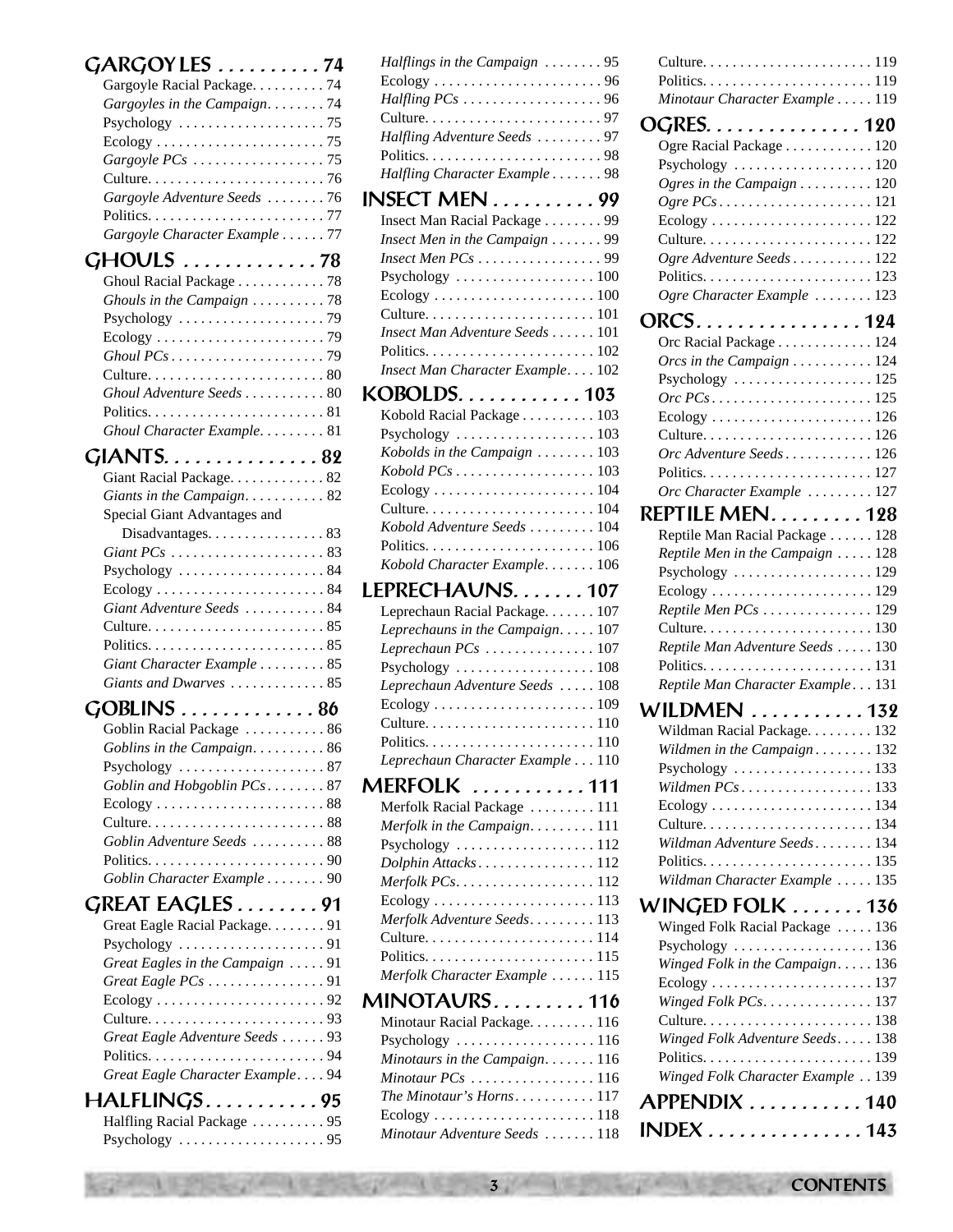## GARGOYLES . . . . . . . . . . 74

Gargoyle Racial Package. . . . . . . . . . 74
*Gargoyles in the Campaign*. . . . . . . . 74
Psychology . . . . . . . . . . . . . . . . . . . . 75
Ecology . . . . . . . . . . . . . . . . . . . . . . . 75
*Gargoyle PCs* . . . . . . . . . . . . . . . . . . 75
Culture. . . . . . . . . . . . . . . . . . . . . . . . 76
*Gargoyle Adventure Seeds* . . . . . . . . 76
Politics. . . . . . . . . . . . . . . . . . . . . . . . 77
*Gargoyle Character Example* . . . . . . 77

## GHOULS . . . . . . . . . . . . . 78

Ghoul Racial Package . . . . . . . . . . . . 78
*Ghouls in the Campaign* . . . . . . . . . . 78
Psychology . . . . . . . . . . . . . . . . . . . . 79
Ecology . . . . . . . . . . . . . . . . . . . . . . . 79
*Ghoul PCs* . . . . . . . . . . . . . . . . . . . . . 79
Culture. . . . . . . . . . . . . . . . . . . . . . . . 80
*Ghoul Adventure Seeds* . . . . . . . . . . . 80
Politics. . . . . . . . . . . . . . . . . . . . . . . . 81
*Ghoul Character Example*. . . . . . . . . 81

## GIANTS. . . . . . . . . . . . . . . 82

Giant Racial Package. . . . . . . . . . . . . 82
*Giants in the Campaign*. . . . . . . . . . . 82
Special Giant Advantages and Disadvantages. . . . . . . . . . . . . . . . 83
*Giant PCs* . . . . . . . . . . . . . . . . . . . . . 83
Psychology . . . . . . . . . . . . . . . . . . . . 84
Ecology . . . . . . . . . . . . . . . . . . . . . . . 84
*Giant Adventure Seeds* . . . . . . . . . . . 84
Culture. . . . . . . . . . . . . . . . . . . . . . . . 85
Politics. . . . . . . . . . . . . . . . . . . . . . . . 85
*Giant Character Example* . . . . . . . . . 85
*Giants and Dwarves* . . . . . . . . . . . . . 85

## GOBLINS . . . . . . . . . . . . . 86

Goblin Racial Package . . . . . . . . . . . 86
*Goblins in the Campaign*. . . . . . . . . . 86
Psychology . . . . . . . . . . . . . . . . . . . . 87
*Goblin and Hobgoblin PCs*. . . . . . . . 87
Ecology . . . . . . . . . . . . . . . . . . . . . . . 88
Culture. . . . . . . . . . . . . . . . . . . . . . . . 88
*Goblin Adventure Seeds* . . . . . . . . . . 88
Politics. . . . . . . . . . . . . . . . . . . . . . . . 90
*Goblin Character Example* . . . . . . . . 90

## GREAT EAGLES . . . . . . . . 91

Great Eagle Racial Package. . . . . . . . 91
Psychology . . . . . . . . . . . . . . . . . . . . 91
*Great Eagles in the Campaign* . . . . . 91
*Great Eagle PCs* . . . . . . . . . . . . . . . . 91
Ecology . . . . . . . . . . . . . . . . . . . . . . . 92
Culture. . . . . . . . . . . . . . . . . . . . . . . . 93
*Great Eagle Adventure Seeds* . . . . . . 93
Politics. . . . . . . . . . . . . . . . . . . . . . . . 94
*Great Eagle Character Example*. . . . 94

## HALFLINGS . . . . . . . . . . . 95

Halfling Racial Package . . . . . . . . . . 95
Psychology . . . . . . . . . . . . . . . . . . . . 95
*Halflings in the Campaign* . . . . . . . . 95
Ecology . . . . . . . . . . . . . . . . . . . . . . . 96
*Halfling PCs* . . . . . . . . . . . . . . . . . . . 96
Culture. . . . . . . . . . . . . . . . . . . . . . . . 97
*Halfling Adventure Seeds* . . . . . . . . . 97
Politics. . . . . . . . . . . . . . . . . . . . . . . . 98
*Halfling Character Example* . . . . . . . 98

## INSECT MEN . . . . . . . . . . 99

Insect Man Racial Package . . . . . . . . 99
*Insect Men in the Campaign* . . . . . . . 99
*Insect Men PCs* . . . . . . . . . . . . . . . . . 99
Psychology . . . . . . . . . . . . . . . . . . . 100
Ecology . . . . . . . . . . . . . . . . . . . . . . 100
Culture. . . . . . . . . . . . . . . . . . . . . . . 101
*Insect Man Adventure Seeds* . . . . . . 101
Politics. . . . . . . . . . . . . . . . . . . . . . . 102
*Insect Man Character Example*. . . . 102

## KOBOLDS. . . . . . . . . . . . 103

Kobold Racial Package . . . . . . . . . . 103
Psychology . . . . . . . . . . . . . . . . . . . 103
*Kobolds in the Campaign* . . . . . . . . 103
*Kobold PCs* . . . . . . . . . . . . . . . . . . . 103
Ecology . . . . . . . . . . . . . . . . . . . . . . 104
Culture. . . . . . . . . . . . . . . . . . . . . . . 104
*Kobold Adventure Seeds* . . . . . . . . . 104
Politics. . . . . . . . . . . . . . . . . . . . . . . 106
*Kobold Character Example*. . . . . . . 106

## LEPRECHAUNS. . . . . . . 107

Leprechaun Racial Package. . . . . . . 107
*Leprechauns in the Campaign*. . . . . 107
*Leprechaun PCs* . . . . . . . . . . . . . . . 107
Psychology . . . . . . . . . . . . . . . . . . . 108
*Leprechaun Adventure Seeds* . . . . . 108
Ecology . . . . . . . . . . . . . . . . . . . . . . 109
Culture. . . . . . . . . . . . . . . . . . . . . . . 110
Politics. . . . . . . . . . . . . . . . . . . . . . . 110
*Leprechaun Character Example* . . . 110

## MERFOLK . . . . . . . . . . . 111

Merfolk Racial Package . . . . . . . . . 111
*Merfolk in the Campaign*. . . . . . . . . 111
Psychology . . . . . . . . . . . . . . . . . . . 112
*Dolphin Attacks*. . . . . . . . . . . . . . . . 112
*Merfolk PCs*. . . . . . . . . . . . . . . . . . . 112
Ecology . . . . . . . . . . . . . . . . . . . . . . 113
*Merfolk Adventure Seeds*. . . . . . . . . 113
Culture. . . . . . . . . . . . . . . . . . . . . . . 114
Politics. . . . . . . . . . . . . . . . . . . . . . . 115
*Merfolk Character Example* . . . . . . 115

## MINOTAURS. . . . . . . . . 116

Minotaur Racial Package. . . . . . . . . 116
Psychology . . . . . . . . . . . . . . . . . . . 116
*Minotaurs in the Campaign*. . . . . . . 116
*Minotaur PCs* . . . . . . . . . . . . . . . . . 116
*The Minotaur's Horns*. . . . . . . . . . . 117
Ecology . . . . . . . . . . . . . . . . . . . . . . 118
*Minotaur Adventure Seeds* . . . . . . . 118
Culture. . . . . . . . . . . . . . . . . . . . . . . 119
Politics. . . . . . . . . . . . . . . . . . . . . . . 119
*Minotaur Character Example* . . . . . 119

## OGRES. . . . . . . . . . . . . . . 120

Ogre Racial Package . . . . . . . . . . . . 120
Psychology . . . . . . . . . . . . . . . . . . . 120
*Ogres in the Campaign* . . . . . . . . . . 120
*Ogre PCs* . . . . . . . . . . . . . . . . . . . . . 121
Ecology . . . . . . . . . . . . . . . . . . . . . . 122
Culture. . . . . . . . . . . . . . . . . . . . . . . 122
*Ogre Adventure Seeds* . . . . . . . . . . . 122
Politics. . . . . . . . . . . . . . . . . . . . . . . 123
*Ogre Character Example* . . . . . . . . 123

## ORCS. . . . . . . . . . . . . . . . 124

Orc Racial Package . . . . . . . . . . . . . 124
*Orcs in the Campaign* . . . . . . . . . . . 124
Psychology . . . . . . . . . . . . . . . . . . . 125
*Orc PCs* . . . . . . . . . . . . . . . . . . . . . . 125
Ecology . . . . . . . . . . . . . . . . . . . . . . 126
Culture. . . . . . . . . . . . . . . . . . . . . . . 126
*Orc Adventure Seeds* . . . . . . . . . . . . 126
Politics. . . . . . . . . . . . . . . . . . . . . . . 127
*Orc Character Example* . . . . . . . . . 127

## REPTILE MEN. . . . . . . . . 128

Reptile Man Racial Package . . . . . . 128
*Reptile Men in the Campaign* . . . . . 128
Psychology . . . . . . . . . . . . . . . . . . . 129
Ecology . . . . . . . . . . . . . . . . . . . . . . 129
*Reptile Men PCs* . . . . . . . . . . . . . . . 129
Culture. . . . . . . . . . . . . . . . . . . . . . . 130
*Reptile Man Adventure Seeds* . . . . . 130
Politics. . . . . . . . . . . . . . . . . . . . . . . 131
*Reptile Man Character Example* . . . 131

## WILDMEN . . . . . . . . . . . 132

Wildman Racial Package. . . . . . . . . 132
*Wildmen in the Campaign* . . . . . . . . 132
Psychology . . . . . . . . . . . . . . . . . . . 133
*Wildmen PCs* . . . . . . . . . . . . . . . . . . 133
Ecology . . . . . . . . . . . . . . . . . . . . . . 134
Culture. . . . . . . . . . . . . . . . . . . . . . . 134
*Wildman Adventure Seeds* . . . . . . . . 134
Politics. . . . . . . . . . . . . . . . . . . . . . . 135
*Wildman Character Example* . . . . . 135

## WINGED FOLK . . . . . . . 136

Winged Folk Racial Package . . . . . 136
Psychology . . . . . . . . . . . . . . . . . . . 136
*Winged Folk in the Campaign*. . . . . 136
Ecology . . . . . . . . . . . . . . . . . . . . . . 137
*Winged Folk PCs*. . . . . . . . . . . . . . . 137
Culture. . . . . . . . . . . . . . . . . . . . . . . 138
*Winged Folk Adventure Seeds*. . . . . 138
Politics. . . . . . . . . . . . . . . . . . . . . . . 139
*Winged Folk Character Example* . . 139

## APPENDIX . . . . . . . . . . . 140

## INDEX . . . . . . . . . . . . . . . 143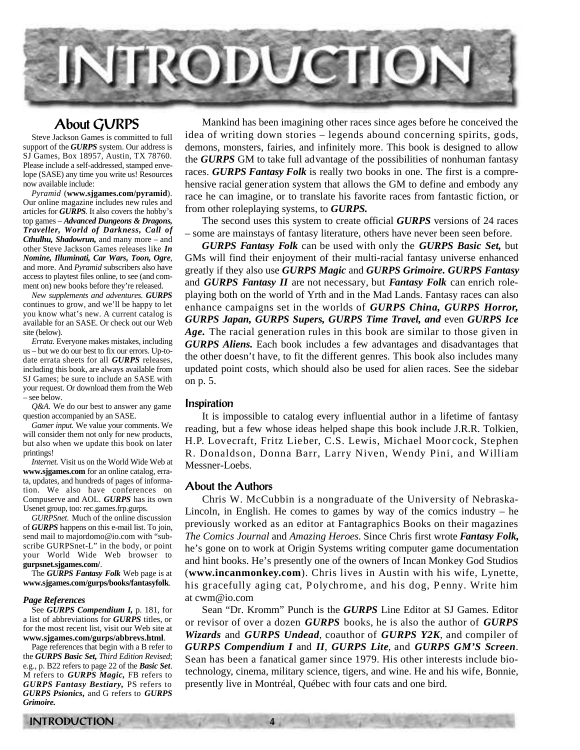# INTRODUCTION

Mankind has been imagining other races since ages before he conceived the idea of writing down stories – legends abound concerning spirits, gods, demons, monsters, fairies, and infinitely more. This book is designed to allow the ***GURPS*** GM to take full advantage of the possibilities of nonhuman fantasy races. ***GURPS Fantasy Folk*** is really two books in one. The first is a comprehensive racial generation system that allows the GM to define and embody any race he can imagine, or to translate his favorite races from fantastic fiction, or from other roleplaying systems, to ***GURPS.***

The second uses this system to create official ***GURPS*** versions of 24 races – some are mainstays of fantasy literature, others have never been seen before.

***GURPS Fantasy Folk*** can be used with only the ***GURPS Basic Set,*** but GMs will find their enjoyment of their multi-racial fantasy universe enhanced greatly if they also use ***GURPS Magic*** and ***GURPS Grimoire. GURPS Fantasy*** and ***GURPS Fantasy II*** are not necessary, but ***Fantasy Folk*** can enrich roleplaying both on the world of Yrth and in the Mad Lands. Fantasy races can also enhance campaigns set in the worlds of ***GURPS China, GURPS Horror, GURPS Japan, GURPS Supers, GURPS Time Travel, and*** even ***GURPS Ice Age.*** The racial generation rules in this book are similar to those given in ***GURPS Aliens.*** Each book includes a few advantages and disadvantages that the other doesn't have, to fit the different genres. This book also includes many updated point costs, which should also be used for alien races. See the sidebar on p. 5.

### Inspiration

It is impossible to catalog every influential author in a lifetime of fantasy reading, but a few whose ideas helped shape this book include J.R.R. Tolkien, H.P. Lovecraft, Fritz Lieber, C.S. Lewis, Michael Moorcock, Stephen R. Donaldson, Donna Barr, Larry Niven, Wendy Pini, and William Messner-Loebs.

### About the Authors

Chris W. McCubbin is a nongraduate of the University of Nebraska-Lincoln, in English. He comes to games by way of the comics industry – he previously worked as an editor at Fantagraphics Books on their magazines *The Comics Journal* and *Amazing Heroes.* Since Chris first wrote ***Fantasy Folk,*** he's gone on to work at Origin Systems writing computer game documentation and hint books. He's presently one of the owners of Incan Monkey God Studios (**www.incanmonkey.com**). Chris lives in Austin with his wife, Lynette, his gracefully aging cat, Polychrome, and his dog, Penny. Write him at cwm@io.com

Sean "Dr. Kromm" Punch is the ***GURPS*** Line Editor at SJ Games. Editor or revisor of over a dozen ***GURPS*** books, he is also the author of ***GURPS Wizards*** and ***GURPS Undead***, coauthor of ***GURPS Y2K***, and compiler of ***GURPS Compendium I*** and ***II***, ***GURPS Lite***, and ***GURPS GM'S Screen***. Sean has been a fanatical gamer since 1979. His other interests include biotechnology, cinema, military science, tigers, and wine. He and his wife, Bonnie, presently live in Montréal, Québec with four cats and one bird.

## About GURPS

Steve Jackson Games is committed to full support of the ***GURPS*** system. Our address is SJ Games, Box 18957, Austin, TX 78760. Please include a self-addressed, stamped envelope (SASE) any time you write us! Resources now available include:

*Pyramid* (**www.sjgames.com/pyramid**). Our online magazine includes new rules and articles for ***GURPS***. It also covers the hobby's top games – ***Advanced Dungeons & Dragons, Traveller, World of Darkness, Call of Cthulhu, Shadowrun,*** and many more – and other Steve Jackson Games releases like ***In Nomine, Illuminati, Car Wars, Toon, Ogre***, and more. And *Pyramid* subscribers also have access to playtest files online, to see (and comment on) new books before they're released.

*New supplements and adventures.* ***GURPS*** continues to grow, and we'll be happy to let you know what's new. A current catalog is available for an SASE. Or check out our Web site (below).

*Errata.* Everyone makes mistakes, including us – but we do our best to fix our errors. Up-to-date errata sheets for all ***GURPS*** releases, including this book, are always available from SJ Games; be sure to include an SASE with your request. Or download them from the Web – see below.

*Q&A.* We do our best to answer any game question accompanied by an SASE.

*Gamer input.* We value your comments. We will consider them not only for new products, but also when we update this book on later printings!

*Internet.* Visit us on the World Wide Web at **www.sjgames.com** for an online catalog, errata, updates, and hundreds of pages of information. We also have conferences on Compuserve and AOL. ***GURPS*** has its own Usenet group, too: rec.games.frp.gurps.

*GURPSnet.* Much of the online discussion of ***GURPS*** happens on this e-mail list. To join, send mail to majordomo@io.com with "subscribe GURPSnet-L" in the body, or point your World Wide Web browser to **gurpsnet.sjgames.com/**.

The ***GURPS Fantasy Folk*** Web page is at **www.sjgames.com/gurps/books/fantasyfolk**.

### *Page References*

See ***GURPS Compendium I,*** p. 181, for a list of abbreviations for ***GURPS*** titles, or for the most recent list, visit our Web site at **www.sjgames.com/gurps/abbrevs.html**.

Page references that begin with a B refer to the ***GURPS Basic Set,*** *Third Edition Revised*; e.g., p. B22 refers to page 22 of the ***Basic Set***. M refers to ***GURPS Magic,*** FB refers to ***GURPS Fantasy Bestiary,*** PS refers to ***GURPS Psionics,*** and G refers to ***GURPS Grimoire.***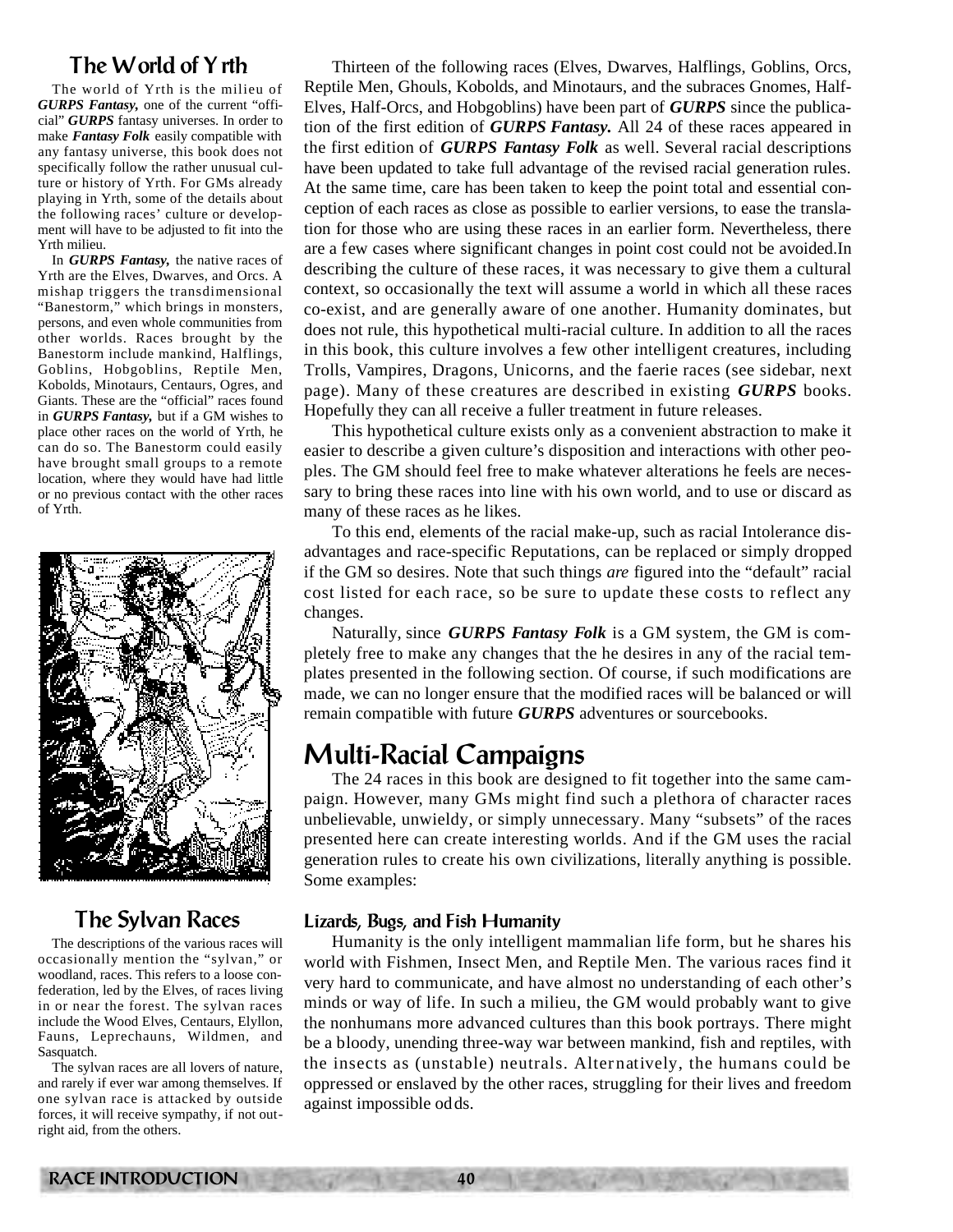Thirteen of the following races (Elves, Dwarves, Halflings, Goblins, Orcs, Reptile Men, Ghouls, Kobolds, and Minotaurs, and the subraces Gnomes, Half-Elves, Half-Orcs, and Hobgoblins) have been part of ***GURPS*** since the publication of the first edition of ***GURPS Fantasy.*** All 24 of these races appeared in the first edition of ***GURPS Fantasy Folk*** as well. Several racial descriptions have been updated to take full advantage of the revised racial generation rules. At the same time, care has been taken to keep the point total and essential conception of each races as close as possible to earlier versions, to ease the translation for those who are using these races in an earlier form. Nevertheless, there are a few cases where significant changes in point cost could not be avoided.In describing the culture of these races, it was necessary to give them a cultural context, so occasionally the text will assume a world in which all these races co-exist, and are generally aware of one another. Humanity dominates, but does not rule, this hypothetical multi-racial culture. In addition to all the races in this book, this culture involves a few other intelligent creatures, including Trolls, Vampires, Dragons, Unicorns, and the faerie races (see sidebar, next page). Many of these creatures are described in existing ***GURPS*** books. Hopefully they can all receive a fuller treatment in future releases.

This hypothetical culture exists only as a convenient abstraction to make it easier to describe a given culture's disposition and interactions with other peoples. The GM should feel free to make whatever alterations he feels are necessary to bring these races into line with his own world, and to use or discard as many of these races as he likes.

To this end, elements of the racial make-up, such as racial Intolerance disadvantages and race-specific Reputations, can be replaced or simply dropped if the GM so desires. Note that such things *are* figured into the "default" racial cost listed for each race, so be sure to update these costs to reflect any changes.

Naturally, since ***GURPS Fantasy Folk*** is a GM system, the GM is completely free to make any changes that the he desires in any of the racial templates presented in the following section. Of course, if such modifications are made, we can no longer ensure that the modified races will be balanced or will remain compatible with future ***GURPS*** adventures or sourcebooks.

## Multi-Racial Campaigns

The 24 races in this book are designed to fit together into the same campaign. However, many GMs might find such a plethora of character races unbelievable, unwieldy, or simply unnecessary. Many "subsets" of the races presented here can create interesting worlds. And if the GM uses the racial generation rules to create his own civilizations, literally anything is possible. Some examples:

### Lizards, Bugs, and Fish Humanity

Humanity is the only intelligent mammalian life form, but he shares his world with Fishmen, Insect Men, and Reptile Men. The various races find it very hard to communicate, and have almost no understanding of each other's minds or way of life. In such a milieu, the GM would probably want to give the nonhumans more advanced cultures than this book portrays. There might be a bloody, unending three-way war between mankind, fish and reptiles, with the insects as (unstable) neutrals. Alternatively, the humans could be oppressed or enslaved by the other races, struggling for their lives and freedom against impossible odds.

## The World of Yrth

The world of Yrth is the milieu of ***GURPS Fantasy,*** one of the current "official" ***GURPS*** fantasy universes. In order to make ***Fantasy Folk*** easily compatible with any fantasy universe, this book does not specifically follow the rather unusual culture or history of Yrth. For GMs already playing in Yrth, some of the details about the following races' culture or development will have to be adjusted to fit into the Yrth milieu.

In ***GURPS Fantasy,*** the native races of Yrth are the Elves, Dwarves, and Orcs. A mishap triggers the transdimensional "Banestorm," which brings in monsters, persons, and even whole communities from other worlds. Races brought by the Banestorm include mankind, Halflings, Goblins, Hobgoblins, Reptile Men, Kobolds, Minotaurs, Centaurs, Ogres, and Giants. These are the "official" races found in ***GURPS Fantasy,*** but if a GM wishes to place other races on the world of Yrth, he can do so. The Banestorm could easily have brought small groups to a remote location, where they would have had little or no previous contact with the other races of Yrth.

## The Sylvan Races

The descriptions of the various races will occasionally mention the "sylvan," or woodland, races. This refers to a loose confederation, led by the Elves, of races living in or near the forest. The sylvan races include the Wood Elves, Centaurs, Elyllon, Fauns, Leprechauns, Wildmen, and Sasquatch.

The sylvan races are all lovers of nature, and rarely if ever war among themselves. If one sylvan race is attacked by outside forces, it will receive sympathy, if not outright aid, from the others.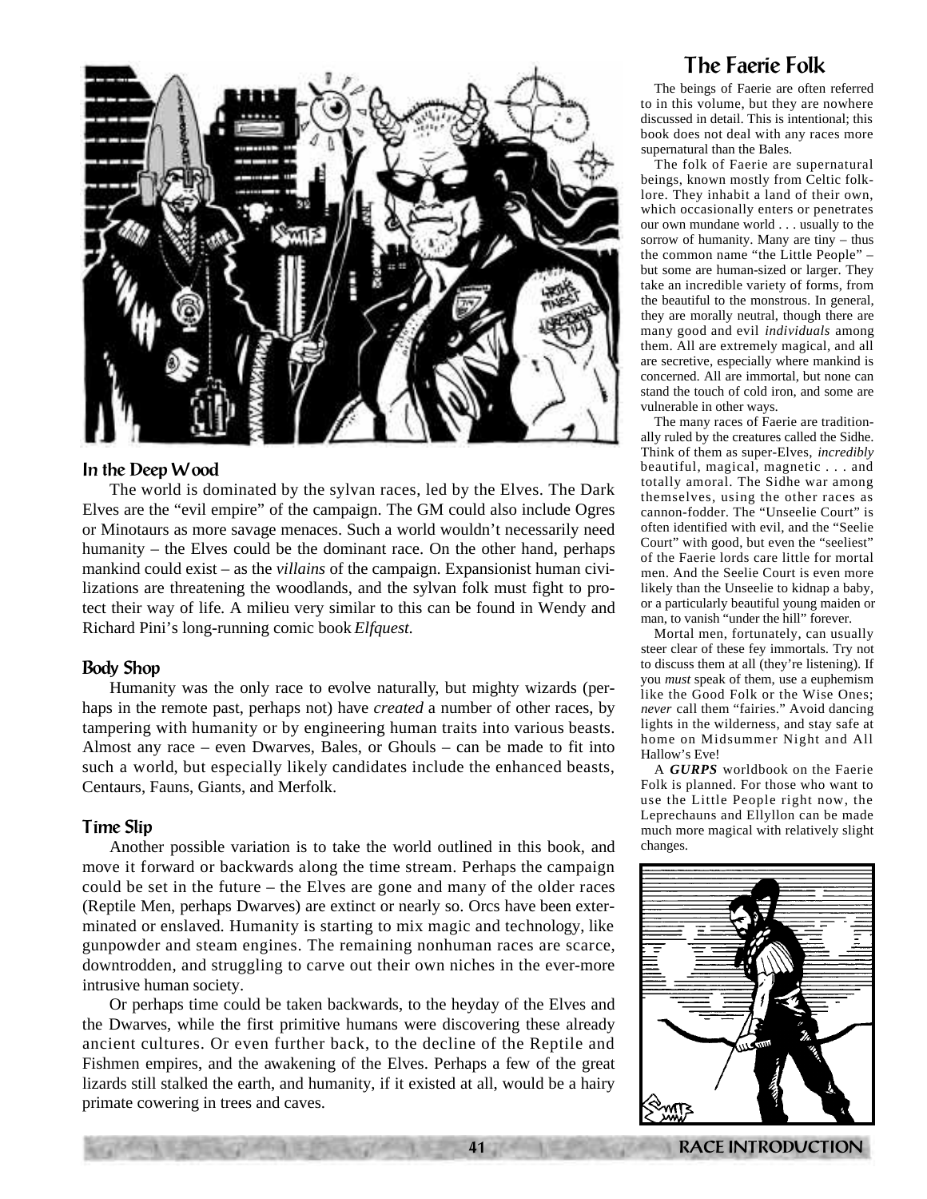### In the Deep Wood

The world is dominated by the sylvan races, led by the Elves. The Dark Elves are the "evil empire" of the campaign. The GM could also include Ogres or Minotaurs as more savage menaces. Such a world wouldn't necessarily need humanity – the Elves could be the dominant race. On the other hand, perhaps mankind could exist – as the *villains* of the campaign. Expansionist human civilizations are threatening the woodlands, and the sylvan folk must fight to protect their way of life. A milieu very similar to this can be found in Wendy and Richard Pini's long-running comic book *Elfquest.*

### Body Shop

Humanity was the only race to evolve naturally, but mighty wizards (perhaps in the remote past, perhaps not) have *created* a number of other races, by tampering with humanity or by engineering human traits into various beasts. Almost any race – even Dwarves, Bales, or Ghouls – can be made to fit into such a world, but especially likely candidates include the enhanced beasts, Centaurs, Fauns, Giants, and Merfolk.

### Time Slip

Another possible variation is to take the world outlined in this book, and move it forward or backwards along the time stream. Perhaps the campaign could be set in the future – the Elves are gone and many of the older races (Reptile Men, perhaps Dwarves) are extinct or nearly so. Orcs have been exterminated or enslaved. Humanity is starting to mix magic and technology, like gunpowder and steam engines. The remaining nonhuman races are scarce, downtrodden, and struggling to carve out their own niches in the ever-more intrusive human society.

Or perhaps time could be taken backwards, to the heyday of the Elves and the Dwarves, while the first primitive humans were discovering these already ancient cultures. Or even further back, to the decline of the Reptile and Fishmen empires, and the awakening of the Elves. Perhaps a few of the great lizards still stalked the earth, and humanity, if it existed at all, would be a hairy primate cowering in trees and caves.

## The Faerie Folk

The beings of Faerie are often referred to in this volume, but they are nowhere discussed in detail. This is intentional; this book does not deal with any races more supernatural than the Bales.

The folk of Faerie are supernatural beings, known mostly from Celtic folklore. They inhabit a land of their own, which occasionally enters or penetrates our own mundane world . . . usually to the sorrow of humanity. Many are tiny – thus the common name "the Little People" – but some are human-sized or larger. They take an incredible variety of forms, from the beautiful to the monstrous. In general, they are morally neutral, though there are many good and evil *individuals* among them. All are extremely magical, and all are secretive, especially where mankind is concerned. All are immortal, but none can stand the touch of cold iron, and some are vulnerable in other ways.

The many races of Faerie are traditionally ruled by the creatures called the Sidhe. Think of them as super-Elves, *incredibly* beautiful, magical, magnetic . . . and totally amoral. The Sidhe war among themselves, using the other races as cannon-fodder. The "Unseelie Court" is often identified with evil, and the "Seelie Court" with good, but even the "seeliest" of the Faerie lords care little for mortal men. And the Seelie Court is even more likely than the Unseelie to kidnap a baby, or a particularly beautiful young maiden or man, to vanish "under the hill" forever.

Mortal men, fortunately, can usually steer clear of these fey immortals. Try not to discuss them at all (they're listening). If you *must* speak of them, use a euphemism like the Good Folk or the Wise Ones; *never* call them "fairies." Avoid dancing lights in the wilderness, and stay safe at home on Midsummer Night and All Hallow's Eve!

A ***GURPS*** worldbook on the Faerie Folk is planned. For those who want to use the Little People right now, the Leprechauns and Ellyllon can be made much more magical with relatively slight changes.